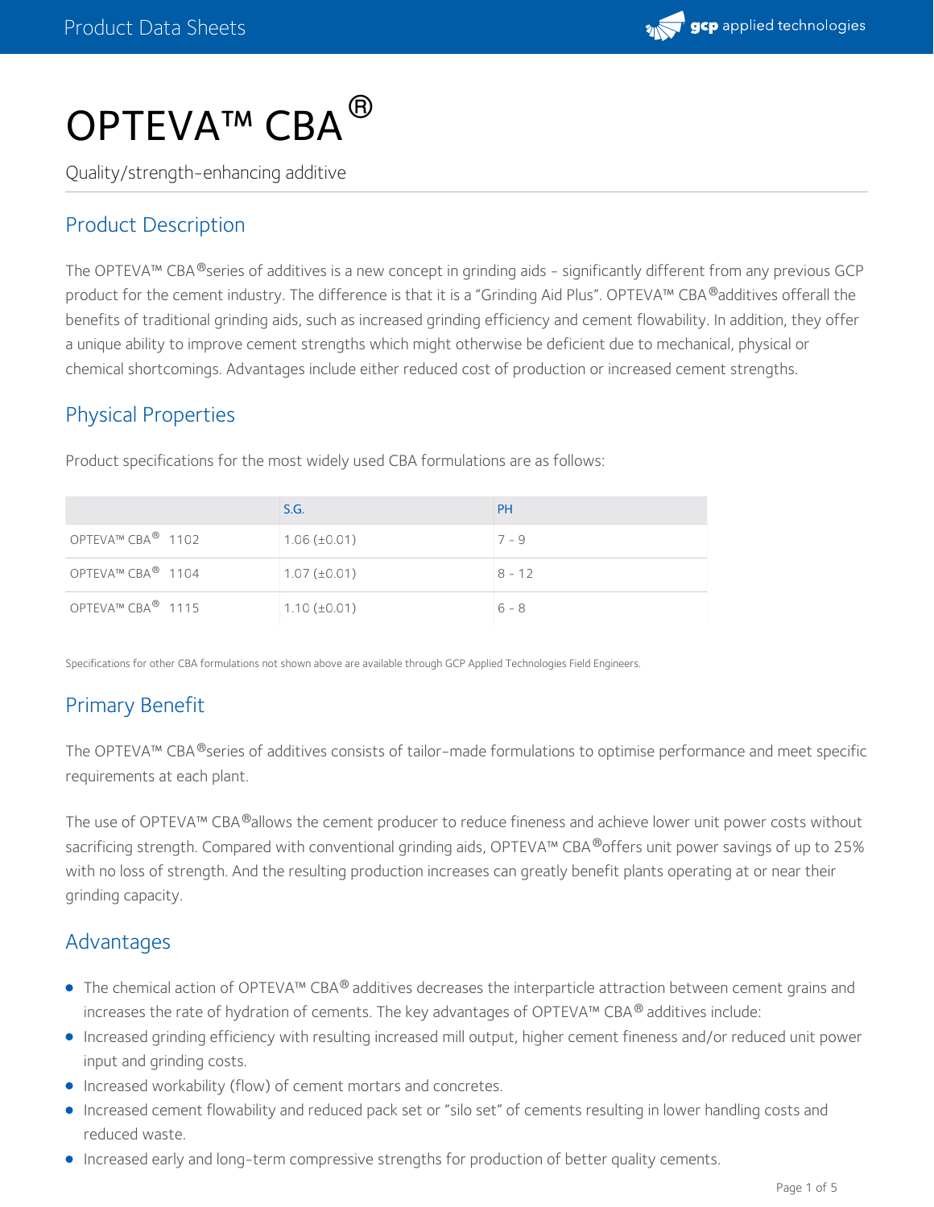# OPTEVA™ CBA®

Quality/strength-enhancing additive

## Product Description

The OPTEVA™ CBA®series of additives is a new concept in grinding aids - significantly different from any previous GCP product for the cement industry. The difference is that it is a "Grinding Aid Plus". OPTEVA™ CBA®additives offerall the benefits of traditional grinding aids, such as increased grinding efficiency and cement flowability. In addition, they offer a unique ability to improve cement strengths which might otherwise be deficient due to mechanical, physical or chemical shortcomings. Advantages include either reduced cost of production or increased cement strengths.

## Physical Properties

Product specifications for the most widely used CBA formulations are as follows:

| | S.G. | PH |
|---|---|---|
| OPTEVA™ CBA® 1102 | 1.06 (±0.01) | 7 - 9 |
| OPTEVA™ CBA® 1104 | 1.07 (±0.01) | 8 - 12 |
| OPTEVA™ CBA® 1115 | 1.10 (±0.01) | 6 - 8 |

Specifications for other CBA formulations not shown above are available through GCP Applied Technologies Field Engineers.

## Primary Benefit

The OPTEVA™ CBA®series of additives consists of tailor-made formulations to optimise performance and meet specific requirements at each plant.

The use of OPTEVA™ CBA®allows the cement producer to reduce fineness and achieve lower unit power costs without sacrificing strength. Compared with conventional grinding aids, OPTEVA™ CBA®offers unit power savings of up to 25% with no loss of strength. And the resulting production increases can greatly benefit plants operating at or near their grinding capacity.

## Advantages

- The chemical action of OPTEVA™ CBA® additives decreases the interparticle attraction between cement grains and increases the rate of hydration of cements. The key advantages of OPTEVA™ CBA® additives include:
- Increased grinding efficiency with resulting increased mill output, higher cement fineness and/or reduced unit power input and grinding costs.
- Increased workability (flow) of cement mortars and concretes.
- Increased cement flowability and reduced pack set or "silo set" of cements resulting in lower handling costs and reduced waste.
- Increased early and long-term compressive strengths for production of better quality cements.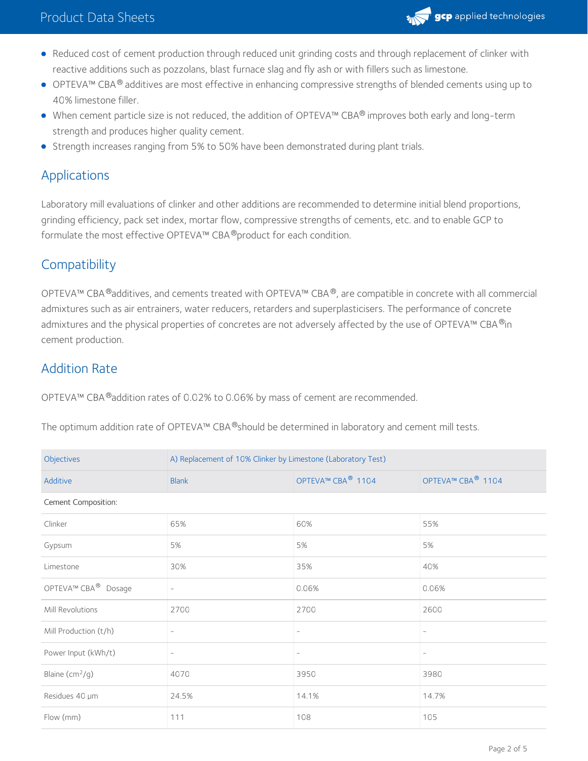- Reduced cost of cement production through reduced unit grinding costs and through replacement of clinker with reactive additions such as pozzolans, blast furnace slag and fly ash or with fillers such as limestone.
- OPTEVA™ CBA® additives are most effective in enhancing compressive strengths of blended cements using up to 40% limestone filler.
- When cement particle size is not reduced, the addition of OPTEVA™ CBA® improves both early and long-term strength and produces higher quality cement.
- Strength increases ranging from 5% to 50% have been demonstrated during plant trials.

## Applications

Laboratory mill evaluations of clinker and other additions are recommended to determine initial blend proportions, grinding efficiency, pack set index, mortar flow, compressive strengths of cements, etc. and to enable GCP to formulate the most effective OPTEVA™ CBA® product for each condition.

## Compatibility

OPTEVA™ CBA® additives, and cements treated with OPTEVA™ CBA®, are compatible in concrete with all commercial admixtures such as air entrainers, water reducers, retarders and superplasticisers. The performance of concrete admixtures and the physical properties of concretes are not adversely affected by the use of OPTEVA™ CBA® in cement production.

## Addition Rate

OPTEVA™ CBA® addition rates of 0.02% to 0.06% by mass of cement are recommended.

The optimum addition rate of OPTEVA™ CBA® should be determined in laboratory and cement mill tests.

| Objectives | A) Replacement of 10% Clinker by Limestone (Laboratory Test) | | |
|---|---|---|---|
| Additive | Blank | OPTEVA™ CBA® 1104 | OPTEVA™ CBA® 1104 |
| Cement Composition: | | | |
| Clinker | 65% | 60% | 55% |
| Gypsum | 5% | 5% | 5% |
| Limestone | 30% | 35% | 40% |
| OPTEVA™ CBA® Dosage | - | 0.06% | 0.06% |
| Mill Revolutions | 2700 | 2700 | 2600 |
| Mill Production (t/h) | - | - | - |
| Power Input (kWh/t) | - | - | - |
| Blaine ($cm^2/g$) | 4070 | 3950 | 3980 |
| Residues 40 µm | 24.5% | 14.1% | 14.7% |
| Flow (mm) | 111 | 108 | 105 |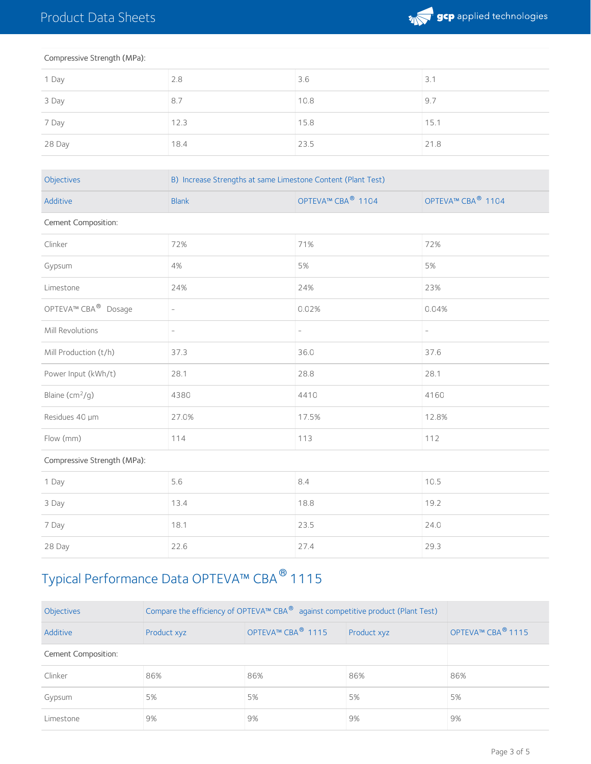| | | | |
|---|---|---|---|
| Compressive Strength (MPa): | | | |
| 1 Day | 2.8 | 3.6 | 3.1 |
| 3 Day | 8.7 | 10.8 | 9.7 |
| 7 Day | 12.3 | 15.8 | 15.1 |
| 28 Day | 18.4 | 23.5 | 21.8 |

| Objectives | B) Increase Strengths at same Limestone Content (Plant Test) | | |
|---|---|---|---|
| Additive | Blank | OPTEVA™ CBA® 1104 | OPTEVA™ CBA® 1104 |
| Cement Composition: | | | |
| Clinker | 72% | 71% | 72% |
| Gypsum | 4% | 5% | 5% |
| Limestone | 24% | 24% | 23% |
| OPTEVA™ CBA® Dosage | - | 0.02% | 0.04% |
| Mill Revolutions | - | - | - |
| Mill Production (t/h) | 37.3 | 36.0 | 37.6 |
| Power Input (kWh/t) | 28.1 | 28.8 | 28.1 |
| Blaine ($cm^2/g$) | 4380 | 4410 | 4160 |
| Residues 40 µm | 27.0% | 17.5% | 12.8% |
| Flow (mm) | 114 | 113 | 112 |
| Compressive Strength (MPa): | | | |
| 1 Day | 5.6 | 8.4 | 10.5 |
| 3 Day | 13.4 | 18.8 | 19.2 |
| 7 Day | 18.1 | 23.5 | 24.0 |
| 28 Day | 22.6 | 27.4 | 29.3 |

## Typical Performance Data OPTEVA™ CBA® 1115

| Objectives | Compare the efficiency of OPTEVA™ CBA® against competitive product (Plant Test) | | | |
|---|---|---|---|---|
| Additive | Product xyz | OPTEVA™ CBA® 1115 | Product xyz | OPTEVA™ CBA® 1115 |
| Cement Composition: | | | | |
| Clinker | 86% | 86% | 86% | 86% |
| Gypsum | 5% | 5% | 5% | 5% |
| Limestone | 9% | 9% | 9% | 9% |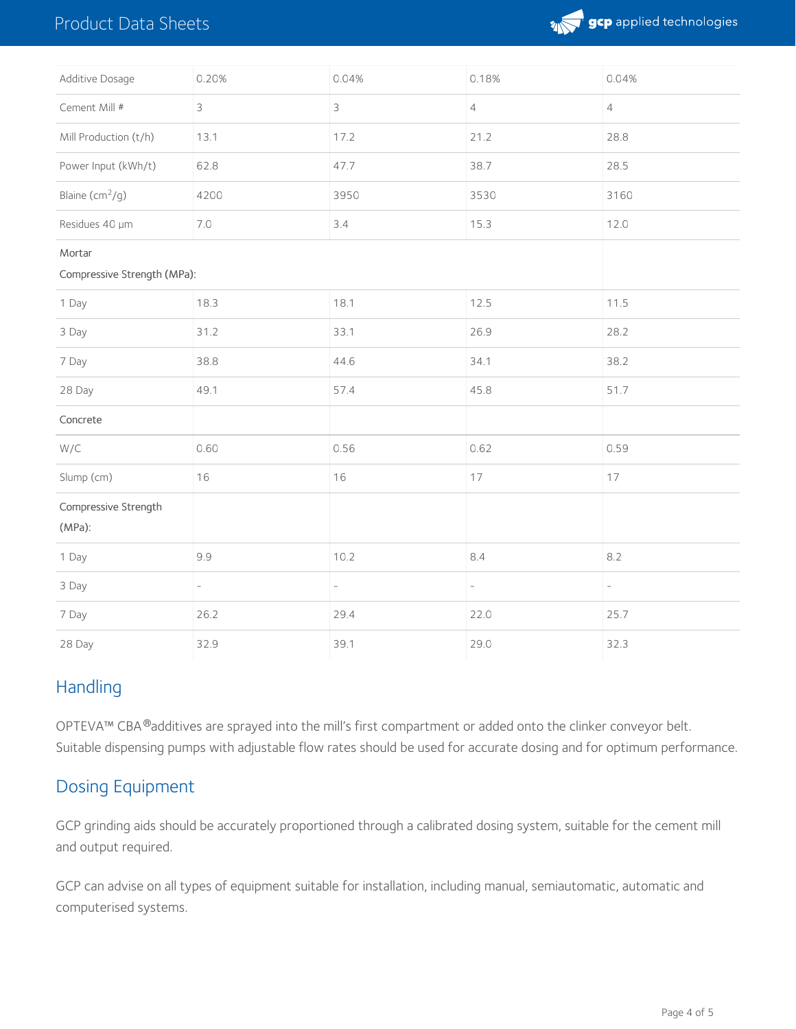| | | | | |
|---|---|---|---|---|
| Additive Dosage | 0.20% | 0.04% | 0.18% | 0.04% |
| Cement Mill # | 3 | 3 | 4 | 4 |
| Mill Production (t/h) | 13.1 | 17.2 | 21.2 | 28.8 |
| Power Input (kWh/t) | 62.8 | 47.7 | 38.7 | 28.5 |
| Blaine ($cm^2/g$) | 4200 | 3950 | 3530 | 3160 |
| Residues 40 µm | 7.0 | 3.4 | 15.3 | 12.0 |
| Mortar Compressive Strength (MPa): | | | | |
| 1 Day | 18.3 | 18.1 | 12.5 | 11.5 |
| 3 Day | 31.2 | 33.1 | 26.9 | 28.2 |
| 7 Day | 38.8 | 44.6 | 34.1 | 38.2 |
| 28 Day | 49.1 | 57.4 | 45.8 | 51.7 |
| Concrete | | | | |
| W/C | 0.60 | 0.56 | 0.62 | 0.59 |
| Slump (cm) | 16 | 16 | 17 | 17 |
| Compressive Strength (MPa): | | | | |
| 1 Day | 9.9 | 10.2 | 8.4 | 8.2 |
| 3 Day | - | - | - | - |
| 7 Day | 26.2 | 29.4 | 22.0 | 25.7 |
| 28 Day | 32.9 | 39.1 | 29.0 | 32.3 |

## Handling

OPTEVA™ CBA®additives are sprayed into the mill's first compartment or added onto the clinker conveyor belt. Suitable dispensing pumps with adjustable flow rates should be used for accurate dosing and for optimum performance.

## Dosing Equipment

GCP grinding aids should be accurately proportioned through a calibrated dosing system, suitable for the cement mill and output required.

GCP can advise on all types of equipment suitable for installation, including manual, semiautomatic, automatic and computerised systems.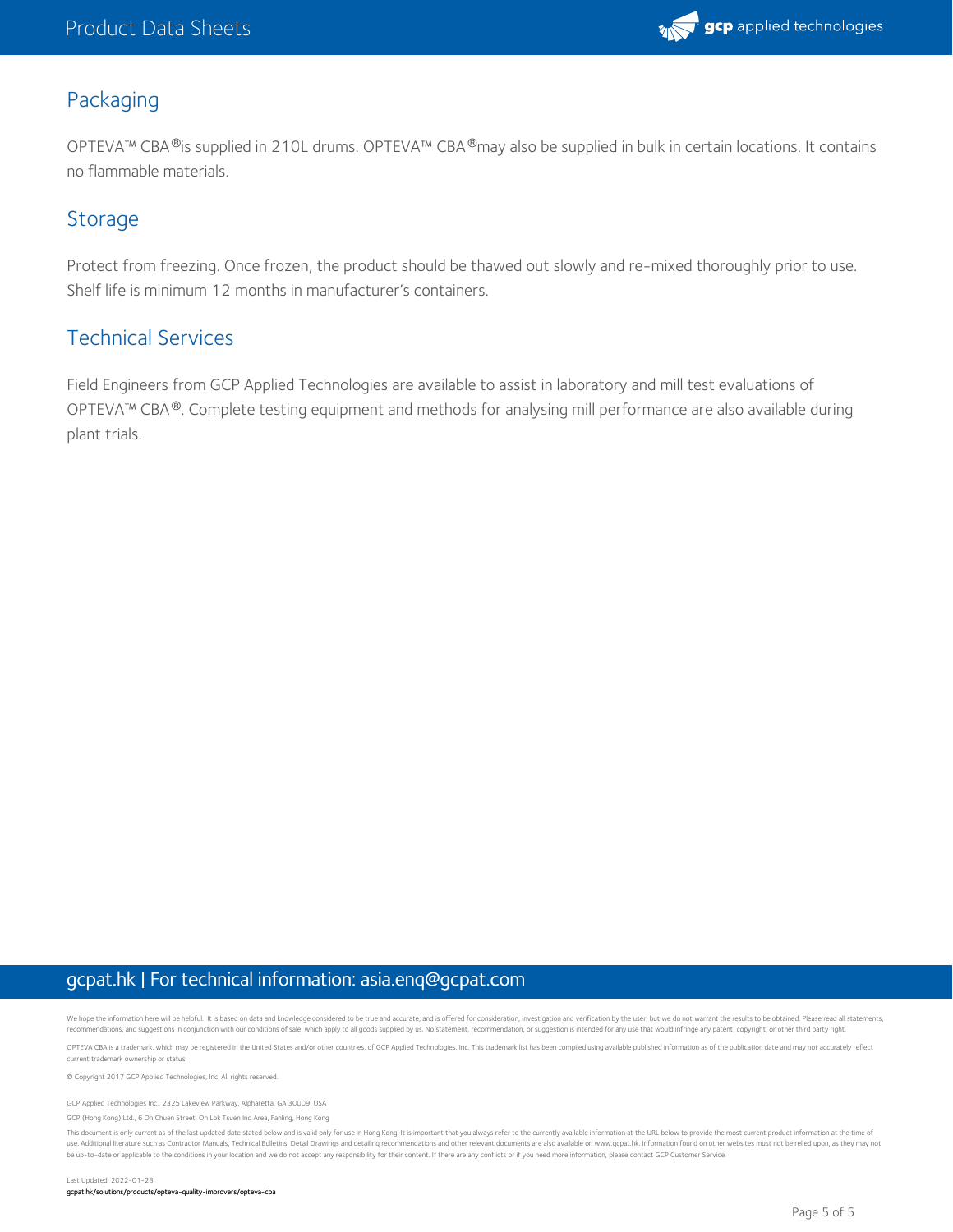## Packaging

OPTEVA™ CBA®is supplied in 210L drums. OPTEVA™ CBA®may also be supplied in bulk in certain locations. It contains no flammable materials.

## Storage

Protect from freezing. Once frozen, the product should be thawed out slowly and re-mixed thoroughly prior to use. Shelf life is minimum 12 months in manufacturer's containers.

## Technical Services

Field Engineers from GCP Applied Technologies are available to assist in laboratory and mill test evaluations of OPTEVA™ CBA®. Complete testing equipment and methods for analysing mill performance are also available during plant trials.

gcpat.hk | For technical information: asia.enq@gcpat.com

We hope the information here will be helpful. It is based on data and knowledge considered to be true and accurate, and is offered for consideration, investigation and verification by the user, but we do not warrant the results to be obtained. Please read all statements, recommendations, and suggestions in conjunction with our conditions of sale, which apply to all goods supplied by us. No statement, recommendation, or suggestion is intended for any use that would infringe any patent, copyright, or other third party right.

OPTEVA CBA is a trademark, which may be registered in the United States and/or other countries, of GCP Applied Technologies, Inc. This trademark list has been compiled using available published information as of the publication date and may not accurately reflect current trademark ownership or status.

© Copyright 2017 GCP Applied Technologies, Inc. All rights reserved.

GCP Applied Technologies Inc., 2325 Lakeview Parkway, Alpharetta, GA 30009, USA

GCP (Hong Kong) Ltd., 6 On Chuen Street, On Lok Tsuen Ind Area, Fanling, Hong Kong

This document is only current as of the last updated date stated below and is valid only for use in Hong Kong. It is important that you always refer to the currently available information at the URL below to provide the most current product information at the time of use. Additional literature such as Contractor Manuals, Technical Bulletins, Detail Drawings and detailing recommendations and other relevant documents are also available on www.gcpat.hk. Information found on other websites must not be relied upon, as they may not be up-to-date or applicable to the conditions in your location and we do not accept any responsibility for their content. If there are any conflicts or if you need more information, please contact GCP Customer Service.

Last Updated: 2022-01-28

gcpat.hk/solutions/products/opteva-quality-improvers/opteva-cba